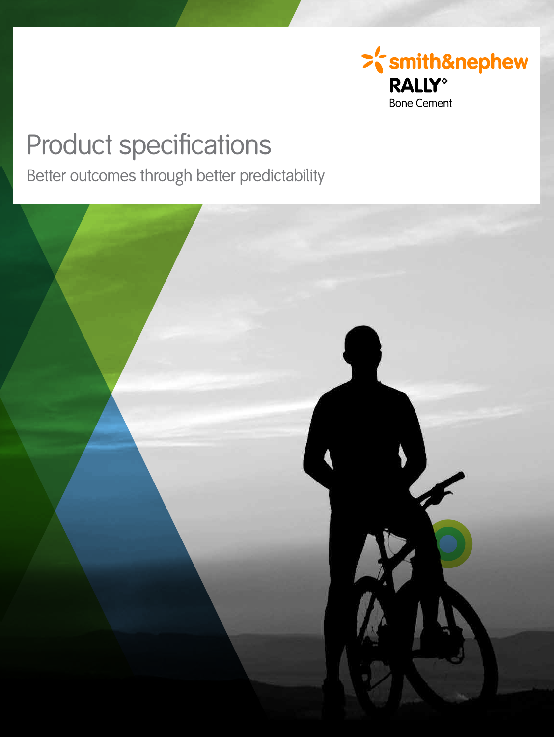smith&nephew

RALLY°

Bone Cement

# Product specifications

Better outcomes through better predictability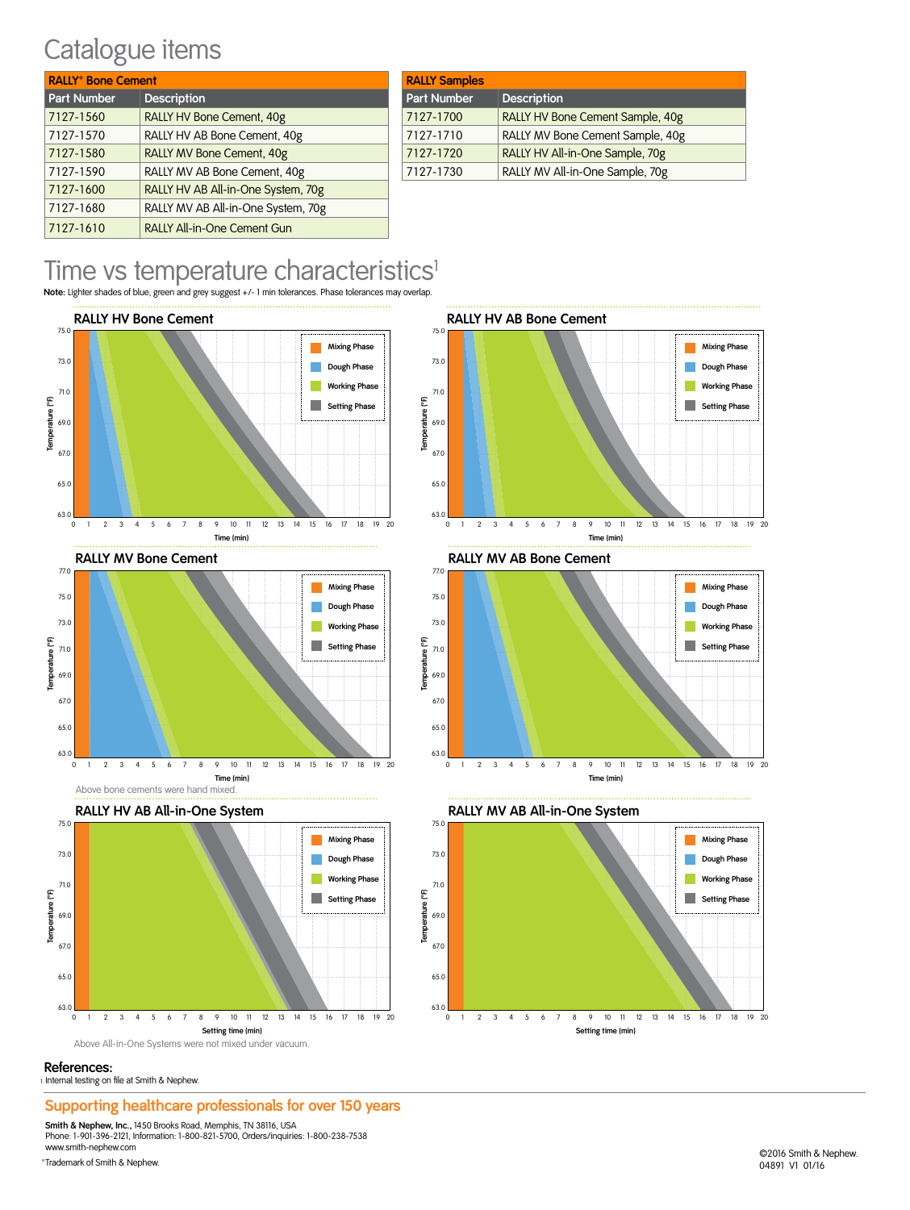# Catalogue items

| RALLY° Bone Cement | |
|---|---|
| **Part Number** | **Description** |
| 7127-1560 | RALLY HV Bone Cement, 40g |
| 7127-1570 | RALLY HV AB Bone Cement, 40g |
| 7127-1580 | RALLY MV Bone Cement, 40g |
| 7127-1590 | RALLY MV AB Bone Cement, 40g |
| 7127-1600 | RALLY HV AB All-in-One System, 70g |
| 7127-1680 | RALLY MV AB All-in-One System, 70g |
| 7127-1610 | RALLY All-in-One Cement Gun |

| RALLY Samples | |
|---|---|
| **Part Number** | **Description** |
| 7127-1700 | RALLY HV Bone Cement Sample, 40g |
| 7127-1710 | RALLY MV Bone Cement Sample, 40g |
| 7127-1720 | RALLY HV All-in-One Sample, 70g |
| 7127-1730 | RALLY MV All-in-One Sample, 70g |

# Time vs temperature characteristics[1]

**Note:** Lighter shades of blue, green and grey suggest +/- 1 min tolerances. Phase tolerances may overlap.

### RALLY HV Bone Cement

Mixing Phase
Dough Phase
Working Phase
Setting Phase

Temperature (°F)
75.0
73.0
71.0
69.0
67.0
65.0
63.0

0 1 2 3 4 5 6 7 8 9 10 11 12 13 14 15 16 17 18 19 20
Time (min)

### RALLY HV AB Bone Cement

Mixing Phase
Dough Phase
Working Phase
Setting Phase

Temperature (°F)
75.0
73.0
71.0
69.0
67.0
65.0
63.0

0 1 2 3 4 5 6 7 8 9 10 11 12 13 14 15 16 17 18 19 20
Time (min)

### RALLY MV Bone Cement

Mixing Phase
Dough Phase
Working Phase
Setting Phase

Temperature (°F)
77.0
75.0
73.0
71.0
69.0
67.0
65.0
63.0

0 1 2 3 4 5 6 7 8 9 10 11 12 13 14 15 16 17 18 19 20
Time (min)

### RALLY MV AB Bone Cement

Mixing Phase
Dough Phase
Working Phase
Setting Phase

Temperature (°F)
77.0
75.0
73.0
71.0
69.0
67.0
65.0
63.0

0 1 2 3 4 5 6 7 8 9 10 11 12 13 14 15 16 17 18 19 20
Time (min)

Above bone cements were hand mixed.

### RALLY HV AB All-in-One System

Mixing Phase
Dough Phase
Working Phase
Setting Phase

Temperature (°F)
75.0
73.0
71.0
69.0
67.0
65.0
63.0

0 1 2 3 4 5 6 7 8 9 10 11 12 13 14 15 16 17 18 19 20
Setting time (min)

### RALLY MV AB All-in-One System

Mixing Phase
Dough Phase
Working Phase
Setting Phase

Temperature (°F)
75.0
73.0
71.0
69.0
67.0
65.0
63.0

0 1 2 3 4 5 6 7 8 9 10 11 12 13 14 15 16 17 18 19 20
Setting time (min)

Above All-in-One Systems were not mixed under vacuum.

**References:**

1. Internal testing on file at Smith & Nephew.

## Supporting healthcare professionals for over 150 years

**Smith & Nephew, Inc.**, 1450 Brooks Road, Memphis, TN 38116, USA
Phone: 1-901-396-2121, Information: 1-800-821-5700, Orders/inquiries: 1-800-238-7538
www.smith-nephew.com

°Trademark of Smith & Nephew.

©2016 Smith & Nephew.
04891 V1 01/16